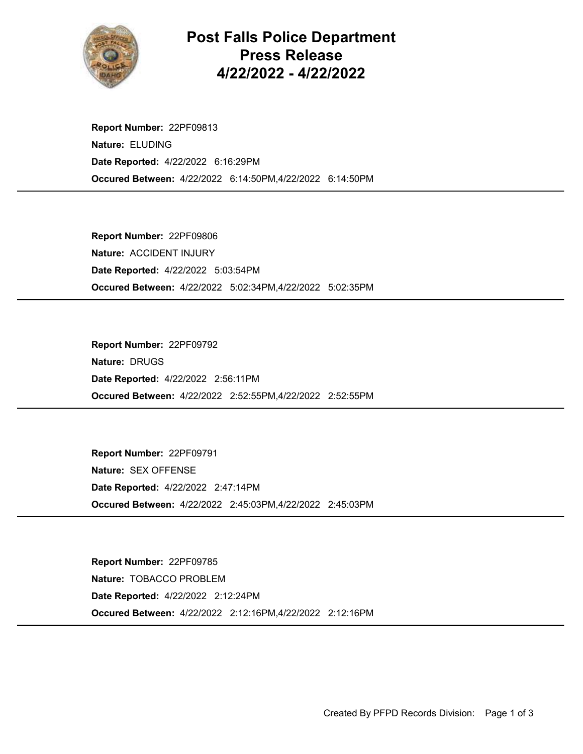# Post Falls Police Department Press Release 4/22/2022 - 4/22/2022

**Report Number:** 22PF09813
**Nature:** ELUDING
**Date Reported:** 4/22/2022 6:16:29PM
**Occured Between:** 4/22/2022 6:14:50PM,4/22/2022 6:14:50PM

---

**Report Number:** 22PF09806
**Nature:** ACCIDENT INJURY
**Date Reported:** 4/22/2022 5:03:54PM
**Occured Between:** 4/22/2022 5:02:34PM,4/22/2022 5:02:35PM

---

**Report Number:** 22PF09792
**Nature:** DRUGS
**Date Reported:** 4/22/2022 2:56:11PM
**Occured Between:** 4/22/2022 2:52:55PM,4/22/2022 2:52:55PM

---

**Report Number:** 22PF09791
**Nature:** SEX OFFENSE
**Date Reported:** 4/22/2022 2:47:14PM
**Occured Between:** 4/22/2022 2:45:03PM,4/22/2022 2:45:03PM

---

**Report Number:** 22PF09785
**Nature:** TOBACCO PROBLEM
**Date Reported:** 4/22/2022 2:12:24PM
**Occured Between:** 4/22/2022 2:12:16PM,4/22/2022 2:12:16PM

---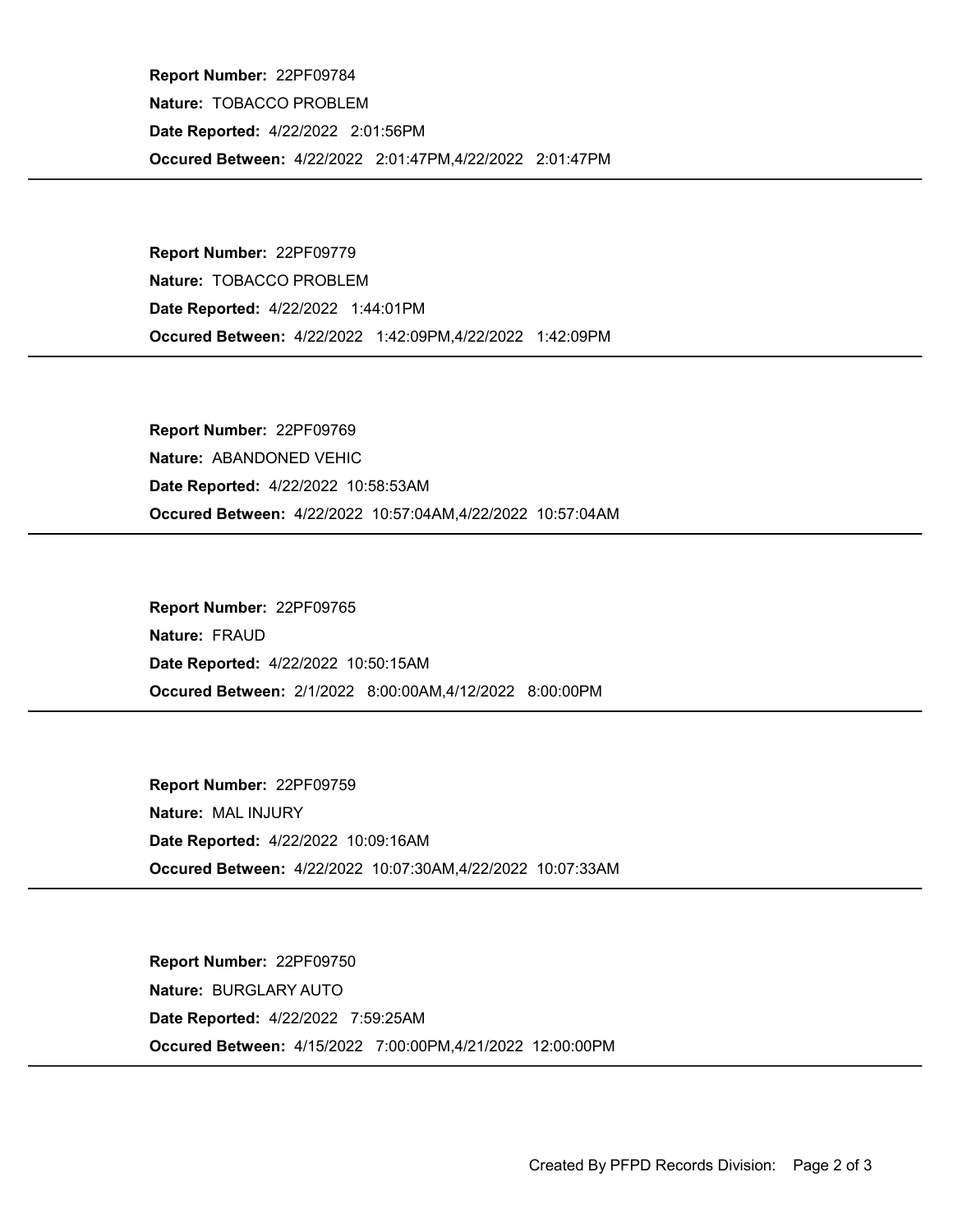**Report Number:** 22PF09784
**Nature:** TOBACCO PROBLEM
**Date Reported:** 4/22/2022 2:01:56PM
**Occured Between:** 4/22/2022 2:01:47PM,4/22/2022 2:01:47PM

---

**Report Number:** 22PF09779
**Nature:** TOBACCO PROBLEM
**Date Reported:** 4/22/2022 1:44:01PM
**Occured Between:** 4/22/2022 1:42:09PM,4/22/2022 1:42:09PM

---

**Report Number:** 22PF09769
**Nature:** ABANDONED VEHIC
**Date Reported:** 4/22/2022 10:58:53AM
**Occured Between:** 4/22/2022 10:57:04AM,4/22/2022 10:57:04AM

---

**Report Number:** 22PF09765
**Nature:** FRAUD
**Date Reported:** 4/22/2022 10:50:15AM
**Occured Between:** 2/1/2022 8:00:00AM,4/12/2022 8:00:00PM

---

**Report Number:** 22PF09759
**Nature:** MAL INJURY
**Date Reported:** 4/22/2022 10:09:16AM
**Occured Between:** 4/22/2022 10:07:30AM,4/22/2022 10:07:33AM

---

**Report Number:** 22PF09750
**Nature:** BURGLARY AUTO
**Date Reported:** 4/22/2022 7:59:25AM
**Occured Between:** 4/15/2022 7:00:00PM,4/21/2022 12:00:00PM

---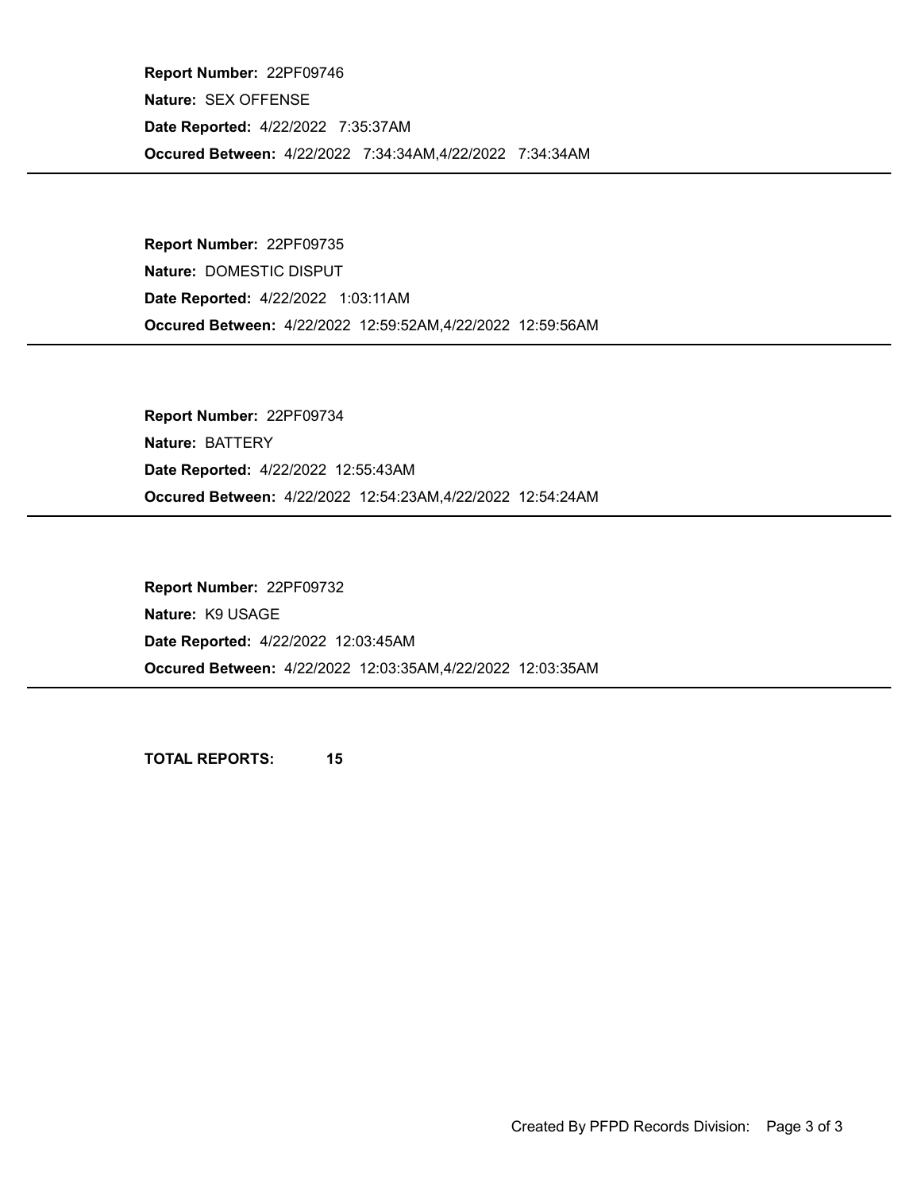**Report Number:** 22PF09746

**Nature:** SEX OFFENSE

**Date Reported:** 4/22/2022 7:35:37AM

**Occured Between:** 4/22/2022 7:34:34AM,4/22/2022 7:34:34AM

---

**Report Number:** 22PF09735

**Nature:** DOMESTIC DISPUT

**Date Reported:** 4/22/2022 1:03:11AM

**Occured Between:** 4/22/2022 12:59:52AM,4/22/2022 12:59:56AM

---

**Report Number:** 22PF09734

**Nature:** BATTERY

**Date Reported:** 4/22/2022 12:55:43AM

**Occured Between:** 4/22/2022 12:54:23AM,4/22/2022 12:54:24AM

---

**Report Number:** 22PF09732

**Nature:** K9 USAGE

**Date Reported:** 4/22/2022 12:03:45AM

**Occured Between:** 4/22/2022 12:03:35AM,4/22/2022 12:03:35AM

---

**TOTAL REPORTS: 15**

Created By PFPD Records Division: